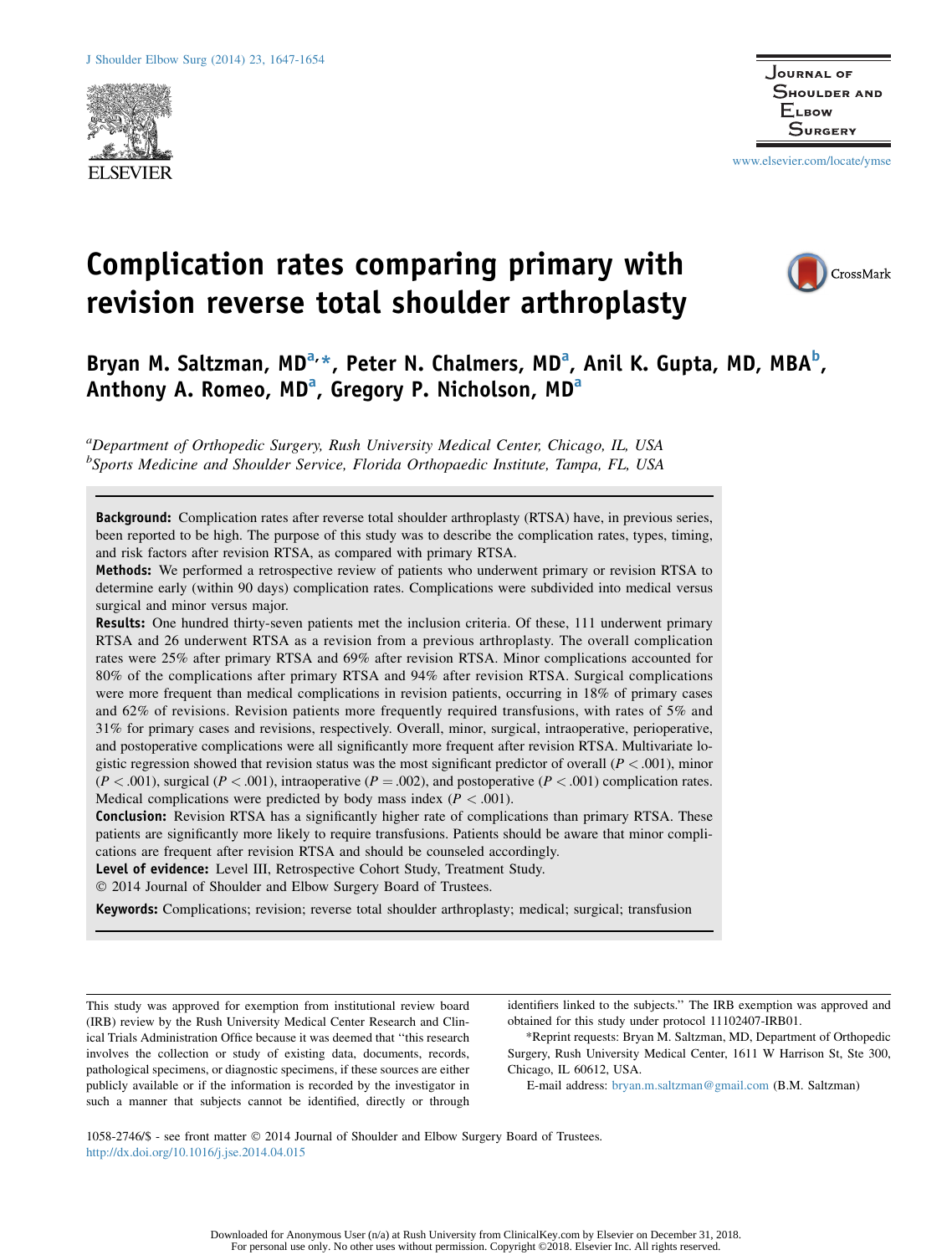# Complication rates comparing primary with revision reverse total shoulder arthroplasty

**Bryan M. Saltzman, MD[a,*], Peter N. Chalmers, MD[a], Anil K. Gupta, MD, MBA[b], Anthony A. Romeo, MD[a], Gregory P. Nicholson, MD[a]**

[a]*Department of Orthopedic Surgery, Rush University Medical Center, Chicago, IL, USA*
[b]*Sports Medicine and Shoulder Service, Florida Orthopaedic Institute, Tampa, FL, USA*

**Background:** Complication rates after reverse total shoulder arthroplasty (RTSA) have, in previous series, been reported to be high. The purpose of this study was to describe the complication rates, types, timing, and risk factors after revision RTSA, as compared with primary RTSA.

**Methods:** We performed a retrospective review of patients who underwent primary or revision RTSA to determine early (within 90 days) complication rates. Complications were subdivided into medical versus surgical and minor versus major.

**Results:** One hundred thirty-seven patients met the inclusion criteria. Of these, 111 underwent primary RTSA and 26 underwent RTSA as a revision from a previous arthroplasty. The overall complication rates were 25% after primary RTSA and 69% after revision RTSA. Minor complications accounted for 80% of the complications after primary RTSA and 94% after revision RTSA. Surgical complications were more frequent than medical complications in revision patients, occurring in 18% of primary cases and 62% of revisions. Revision patients more frequently required transfusions, with rates of 5% and 31% for primary cases and revisions, respectively. Overall, minor, surgical, intraoperative, perioperative, and postoperative complications were all significantly more frequent after revision RTSA. Multivariate logistic regression showed that revision status was the most significant predictor of overall ($P < .001$), minor ($P < .001$), surgical ($P < .001$), intraoperative ($P = .002$), and postoperative ($P < .001$) complication rates. Medical complications were predicted by body mass index ($P < .001$).

**Conclusion:** Revision RTSA has a significantly higher rate of complications than primary RTSA. These patients are significantly more likely to require transfusions. Patients should be aware that minor complications are frequent after revision RTSA and should be counseled accordingly.

**Level of evidence:** Level III, Retrospective Cohort Study, Treatment Study.

© 2014 Journal of Shoulder and Elbow Surgery Board of Trustees.

**Keywords:** Complications; revision; reverse total shoulder arthroplasty; medical; surgical; transfusion

This study was approved for exemption from institutional review board (IRB) review by the Rush University Medical Center Research and Clinical Trials Administration Office because it was deemed that "this research involves the collection or study of existing data, documents, records, pathological specimens, or diagnostic specimens, if these sources are either publicly available or if the information is recorded by the investigator in such a manner that subjects cannot be identified, directly or through identifiers linked to the subjects." The IRB exemption was approved and obtained for this study under protocol 11102407-IRB01.

*Reprint requests: Bryan M. Saltzman, MD, Department of Orthopedic Surgery, Rush University Medical Center, 1611 W Harrison St, Ste 300, Chicago, IL 60612, USA.

E-mail address: bryan.m.saltzman@gmail.com (B.M. Saltzman)

1058-2746/$ - see front matter © 2014 Journal of Shoulder and Elbow Surgery Board of Trustees.
http://dx.doi.org/10.1016/j.jse.2014.04.015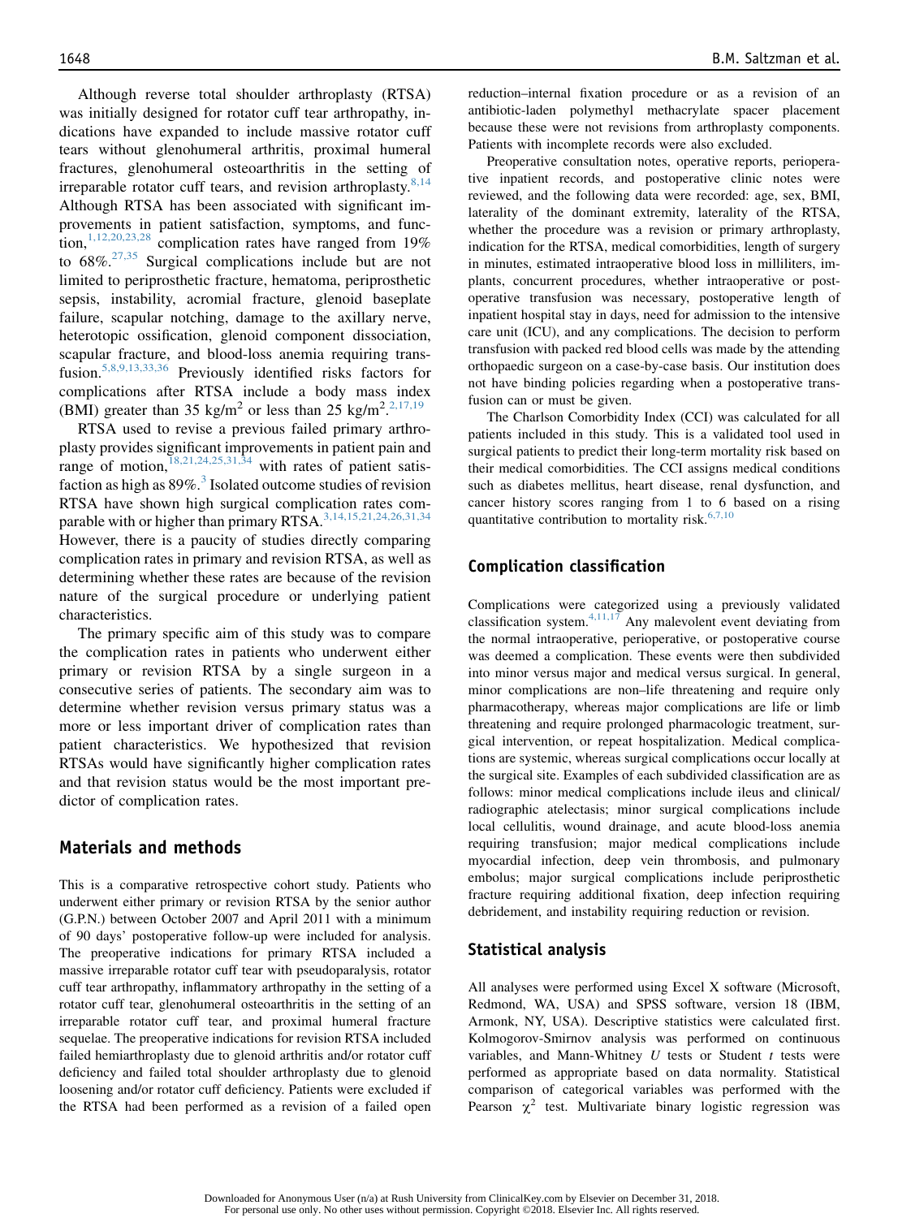Although reverse total shoulder arthroplasty (RTSA) was initially designed for rotator cuff tear arthropathy, indications have expanded to include massive rotator cuff tears without glenohumeral arthritis, proximal humeral fractures, glenohumeral osteoarthritis in the setting of irreparable rotator cuff tears, and revision arthroplasty.[8,14] Although RTSA has been associated with significant improvements in patient satisfaction, symptoms, and function,[1,12,20,23,28] complication rates have ranged from 19% to 68%.[27,35] Surgical complications include but are not limited to periprosthetic fracture, hematoma, periprosthetic sepsis, instability, acromial fracture, glenoid baseplate failure, scapular notching, damage to the axillary nerve, heterotopic ossification, glenoid component dissociation, scapular fracture, and blood-loss anemia requiring transfusion.[5,8,9,13,33,36] Previously identified risks factors for complications after RTSA include a body mass index (BMI) greater than 35 kg/m$^2$ or less than 25 kg/m$^2$.[2,17,19]

RTSA used to revise a previous failed primary arthroplasty provides significant improvements in patient pain and range of motion,[18,21,24,25,31,34] with rates of patient satisfaction as high as 89%.[3] Isolated outcome studies of revision RTSA have shown high surgical complication rates comparable with or higher than primary RTSA.[3,14,15,21,24,26,31,34] However, there is a paucity of studies directly comparing complication rates in primary and revision RTSA, as well as determining whether these rates are because of the revision nature of the surgical procedure or underlying patient characteristics.

The primary specific aim of this study was to compare the complication rates in patients who underwent either primary or revision RTSA by a single surgeon in a consecutive series of patients. The secondary aim was to determine whether revision versus primary status was a more or less important driver of complication rates than patient characteristics. We hypothesized that revision RTSAs would have significantly higher complication rates and that revision status would be the most important predictor of complication rates.

## Materials and methods

This is a comparative retrospective cohort study. Patients who underwent either primary or revision RTSA by the senior author (G.P.N.) between October 2007 and April 2011 with a minimum of 90 days' postoperative follow-up were included for analysis. The preoperative indications for primary RTSA included a massive irreparable rotator cuff tear with pseudoparalysis, rotator cuff tear arthropathy, inflammatory arthropathy in the setting of a rotator cuff tear, glenohumeral osteoarthritis in the setting of an irreparable rotator cuff tear, and proximal humeral fracture sequelae. The preoperative indications for revision RTSA included failed hemiarthroplasty due to glenoid arthritis and/or rotator cuff deficiency and failed total shoulder arthroplasty due to glenoid loosening and/or rotator cuff deficiency. Patients were excluded if the RTSA had been performed as a revision of a failed open reduction–internal fixation procedure or as a revision of an antibiotic-laden polymethyl methacrylate spacer placement because these were not revisions from arthroplasty components. Patients with incomplete records were also excluded.

Preoperative consultation notes, operative reports, perioperative inpatient records, and postoperative clinic notes were reviewed, and the following data were recorded: age, sex, BMI, laterality of the dominant extremity, laterality of the RTSA, whether the procedure was a revision or primary arthroplasty, indication for the RTSA, medical comorbidities, length of surgery in minutes, estimated intraoperative blood loss in milliliters, implants, concurrent procedures, whether intraoperative or postoperative transfusion was necessary, postoperative length of inpatient hospital stay in days, need for admission to the intensive care unit (ICU), and any complications. The decision to perform transfusion with packed red blood cells was made by the attending orthopaedic surgeon on a case-by-case basis. Our institution does not have binding policies regarding when a postoperative transfusion can or must be given.

The Charlson Comorbidity Index (CCI) was calculated for all patients included in this study. This is a validated tool used in surgical patients to predict their long-term mortality risk based on their medical comorbidities. The CCI assigns medical conditions such as diabetes mellitus, heart disease, renal dysfunction, and cancer history scores ranging from 1 to 6 based on a rising quantitative contribution to mortality risk.[6,7,10]

### Complication classification

Complications were categorized using a previously validated classification system.[4,11,17] Any malevolent event deviating from the normal intraoperative, perioperative, or postoperative course was deemed a complication. These events were then subdivided into minor versus major and medical versus surgical. In general, minor complications are non–life threatening and require only pharmacotherapy, whereas major complications are life or limb threatening and require prolonged pharmacologic treatment, surgical intervention, or repeat hospitalization. Medical complications are systemic, whereas surgical complications occur locally at the surgical site. Examples of each subdivided classification are as follows: minor medical complications include ileus and clinical/radiographic atelectasis; minor surgical complications include local cellulitis, wound drainage, and acute blood-loss anemia requiring transfusion; major medical complications include myocardial infection, deep vein thrombosis, and pulmonary embolus; major surgical complications include periprosthetic fracture requiring additional fixation, deep infection requiring debridement, and instability requiring reduction or revision.

### Statistical analysis

All analyses were performed using Excel X software (Microsoft, Redmond, WA, USA) and SPSS software, version 18 (IBM, Armonk, NY, USA). Descriptive statistics were calculated first. Kolmogorov-Smirnov analysis was performed on continuous variables, and Mann-Whitney $U$ tests or Student $t$ tests were performed as appropriate based on data normality. Statistical comparison of categorical variables was performed with the Pearson $\chi^2$ test. Multivariate binary logistic regression was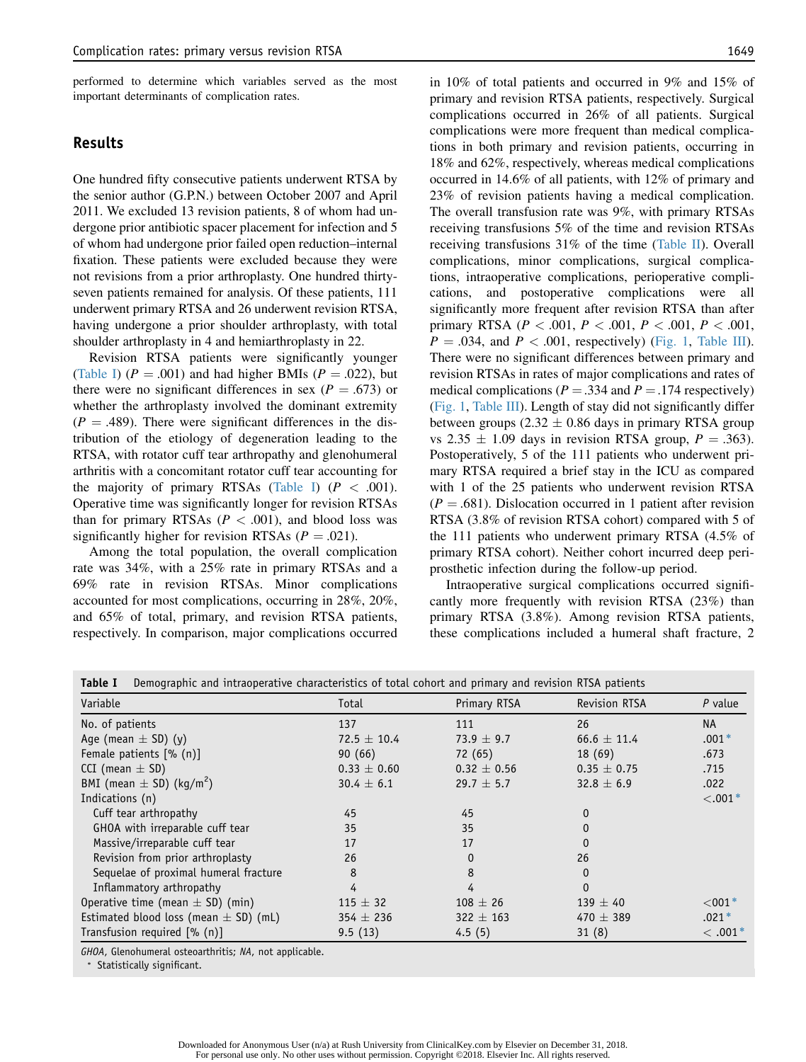performed to determine which variables served as the most important determinants of complication rates.

## Results

One hundred fifty consecutive patients underwent RTSA by the senior author (G.P.N.) between October 2007 and April 2011. We excluded 13 revision patients, 8 of whom had undergone prior antibiotic spacer placement for infection and 5 of whom had undergone prior failed open reduction–internal fixation. These patients were excluded because they were not revisions from a prior arthroplasty. One hundred thirty-seven patients remained for analysis. Of these patients, 111 underwent primary RTSA and 26 underwent revision RTSA, having undergone a prior shoulder arthroplasty, with total shoulder arthroplasty in 4 and hemiarthroplasty in 22.

Revision RTSA patients were significantly younger (Table I) ($P = .001$) and had higher BMIs ($P = .022$), but there were no significant differences in sex ($P = .673$) or whether the arthroplasty involved the dominant extremity ($P = .489$). There were significant differences in the distribution of the etiology of degeneration leading to the RTSA, with rotator cuff tear arthropathy and glenohumeral arthritis with a concomitant rotator cuff tear accounting for the majority of primary RTSAs (Table I) ($P < .001$). Operative time was significantly longer for revision RTSAs than for primary RTSAs ($P < .001$), and blood loss was significantly higher for revision RTSAs ($P = .021$).

Among the total population, the overall complication rate was 34%, with a 25% rate in primary RTSAs and a 69% rate in revision RTSAs. Minor complications accounted for most complications, occurring in 28%, 20%, and 65% of total, primary, and revision RTSA patients, respectively. In comparison, major complications occurred in 10% of total patients and occurred in 9% and 15% of primary and revision RTSA patients, respectively. Surgical complications occurred in 26% of all patients. Surgical complications were more frequent than medical complications in both primary and revision patients, occurring in 18% and 62%, respectively, whereas medical complications occurred in 14.6% of all patients, with 12% of primary and 23% of revision patients having a medical complication. The overall transfusion rate was 9%, with primary RTSAs receiving transfusions 5% of the time and revision RTSAs receiving transfusions 31% of the time (Table II). Overall complications, minor complications, surgical complications, intraoperative complications, perioperative complications, and postoperative complications were all significantly more frequent after revision RTSA than after primary RTSA ($P < .001$, $P < .001$, $P < .001$, $P < .001$, $P = .034$, and $P < .001$, respectively) (Fig. 1, Table III). There were no significant differences between primary and revision RTSAs in rates of major complications and rates of medical complications ($P = .334$ and $P = .174$ respectively) (Fig. 1, Table III). Length of stay did not significantly differ between groups (2.32 ± 0.86 days in primary RTSA group vs 2.35 ± 1.09 days in revision RTSA group, $P = .363$). Postoperatively, 5 of the 111 patients who underwent primary RTSA required a brief stay in the ICU as compared with 1 of the 25 patients who underwent revision RTSA ($P = .681$). Dislocation occurred in 1 patient after revision RTSA (3.8% of revision RTSA cohort) compared with 5 of the 111 patients who underwent primary RTSA (4.5% of primary RTSA cohort). Neither cohort incurred deep periprosthetic infection during the follow-up period.

Intraoperative surgical complications occurred significantly more frequently with revision RTSA (23%) than primary RTSA (3.8%). Among revision RTSA patients, these complications included a humeral shaft fracture, 2

**Table I** Demographic and intraoperative characteristics of total cohort and primary and revision RTSA patients

| Variable | Total | Primary RTSA | Revision RTSA | *P* value |
|---|---|---|---|---|
| No. of patients | 137 | 111 | 26 | NA |
| Age (mean ± SD) (y) | 72.5 ± 10.4 | 73.9 ± 9.7 | 66.6 ± 11.4 | .001* |
| Female patients [% (n)] | 90 (66) | 72 (65) | 18 (69) | .673 |
| CCI (mean ± SD) | 0.33 ± 0.60 | 0.32 ± 0.56 | 0.35 ± 0.75 | .715 |
| BMI (mean ± SD) (kg/m$^2$) | 30.4 ± 6.1 | 29.7 ± 5.7 | 32.8 ± 6.9 | .022 |
| Indications (n) | | | | <.001* |
| Cuff tear arthropathy | 45 | 45 | 0 | |
| GHOA with irreparable cuff tear | 35 | 35 | 0 | |
| Massive/irreparable cuff tear | 17 | 17 | 0 | |
| Revision from prior arthroplasty | 26 | 0 | 26 | |
| Sequelae of proximal humeral fracture | 8 | 8 | 0 | |
| Inflammatory arthropathy | 4 | 4 | 0 | |
| Operative time (mean ± SD) (min) | 115 ± 32 | 108 ± 26 | 139 ± 40 | <001* |
| Estimated blood loss (mean ± SD) (mL) | 354 ± 236 | 322 ± 163 | 470 ± 389 | .021* |
| Transfusion required [% (n)] | 9.5 (13) | 4.5 (5) | 31 (8) | < .001* |

*GHOA*, Glenohumeral osteoarthritis; *NA*, not applicable.
* Statistically significant.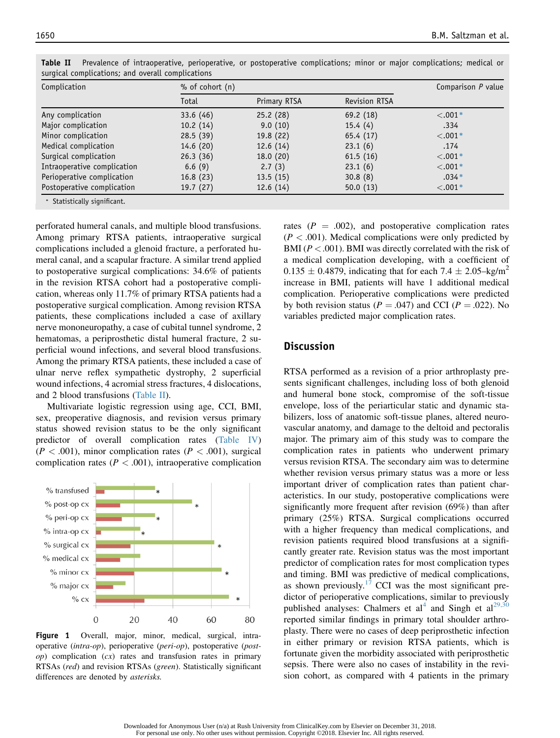**Table II** Prevalence of intraoperative, perioperative, or postoperative complications; minor or major complications; medical or surgical complications; and overall complications

| Complication | % of cohort (n) | | | Comparison *P* value |
|---|---|---|---|---|
| | Total | Primary RTSA | Revision RTSA | |
| Any complication | 33.6 (46) | 25.2 (28) | 69.2 (18) | <.001* |
| Major complication | 10.2 (14) | 9.0 (10) | 15.4 (4) | .334 |
| Minor complication | 28.5 (39) | 19.8 (22) | 65.4 (17) | <.001* |
| Medical complication | 14.6 (20) | 12.6 (14) | 23.1 (6) | .174 |
| Surgical complication | 26.3 (36) | 18.0 (20) | 61.5 (16) | <.001* |
| Intraoperative complication | 6.6 (9) | 2.7 (3) | 23.1 (6) | <.001* |
| Perioperative complication | 16.8 (23) | 13.5 (15) | 30.8 (8) | .034* |
| Postoperative complication | 19.7 (27) | 12.6 (14) | 50.0 (13) | <.001* |

\* Statistically significant.

perforated humeral canals, and multiple blood transfusions. Among primary RTSA patients, intraoperative surgical complications included a glenoid fracture, a perforated humeral canal, and a scapular fracture. A similar trend applied to postoperative surgical complications: 34.6% of patients in the revision RTSA cohort had a postoperative complication, whereas only 11.7% of primary RTSA patients had a postoperative surgical complication. Among revision RTSA patients, these complications included a case of axillary nerve mononeuropathy, a case of cubital tunnel syndrome, 2 hematomas, a periprosthetic distal humeral fracture, 2 superficial wound infections, and several blood transfusions. Among the primary RTSA patients, these included a case of ulnar nerve reflex sympathetic dystrophy, 2 superficial wound infections, 4 acromial stress fractures, 4 dislocations, and 2 blood transfusions (Table II).

Multivariate logistic regression using age, CCI, BMI, sex, preoperative diagnosis, and revision versus primary status showed revision status to be the only significant predictor of overall complication rates (Table IV) ($P < .001$), minor complication rates ($P < .001$), surgical complication rates ($P < .001$), intraoperative complication rates ($P = .002$), and postoperative complication rates ($P < .001$). Medical complications were only predicted by BMI ($P < .001$). BMI was directly correlated with the risk of a medical complication developing, with a coefficient of $0.135 \pm 0.4879$, indicating that for each $7.4 \pm 2.05$–kg/m$^2$ increase in BMI, patients will have 1 additional medical complication. Perioperative complications were predicted by both revision status ($P = .047$) and CCI ($P = .022$). No variables predicted major complication rates.

**Figure 1** Overall, major, minor, medical, surgical, intraoperative (*intra-op*), perioperative (*peri-op*), postoperative (*post-op*) complication (*cx*) rates and transfusion rates in primary RTSAs (*red*) and revision RTSAs (*green*). Statistically significant differences are denoted by *asterisks*.

## Discussion

RTSA performed as a revision of a prior arthroplasty presents significant challenges, including loss of both glenoid and humeral bone stock, compromise of the soft-tissue envelope, loss of the periarticular static and dynamic stabilizers, loss of anatomic soft-tissue planes, altered neurovascular anatomy, and damage to the deltoid and pectoralis major. The primary aim of this study was to compare the complication rates in patients who underwent primary versus revision RTSA. The secondary aim was to determine whether revision versus primary status was a more or less important driver of complication rates than patient characteristics. In our study, postoperative complications were significantly more frequent after revision (69%) than after primary (25%) RTSA. Surgical complications occurred with a higher frequency than medical complications, and revision patients required blood transfusions at a significantly greater rate. Revision status was the most important predictor of complication rates for most complication types and timing. BMI was predictive of medical complications, as shown previously.[17] CCI was the most significant predictor of perioperative complications, similar to previously published analyses: Chalmers et al[4] and Singh et al[29,30] reported similar findings in primary total shoulder arthroplasty. There were no cases of deep periprosthetic infection in either primary or revision RTSA patients, which is fortunate given the morbidity associated with periprosthetic sepsis. There were also no cases of instability in the revision cohort, as compared with 4 patients in the primary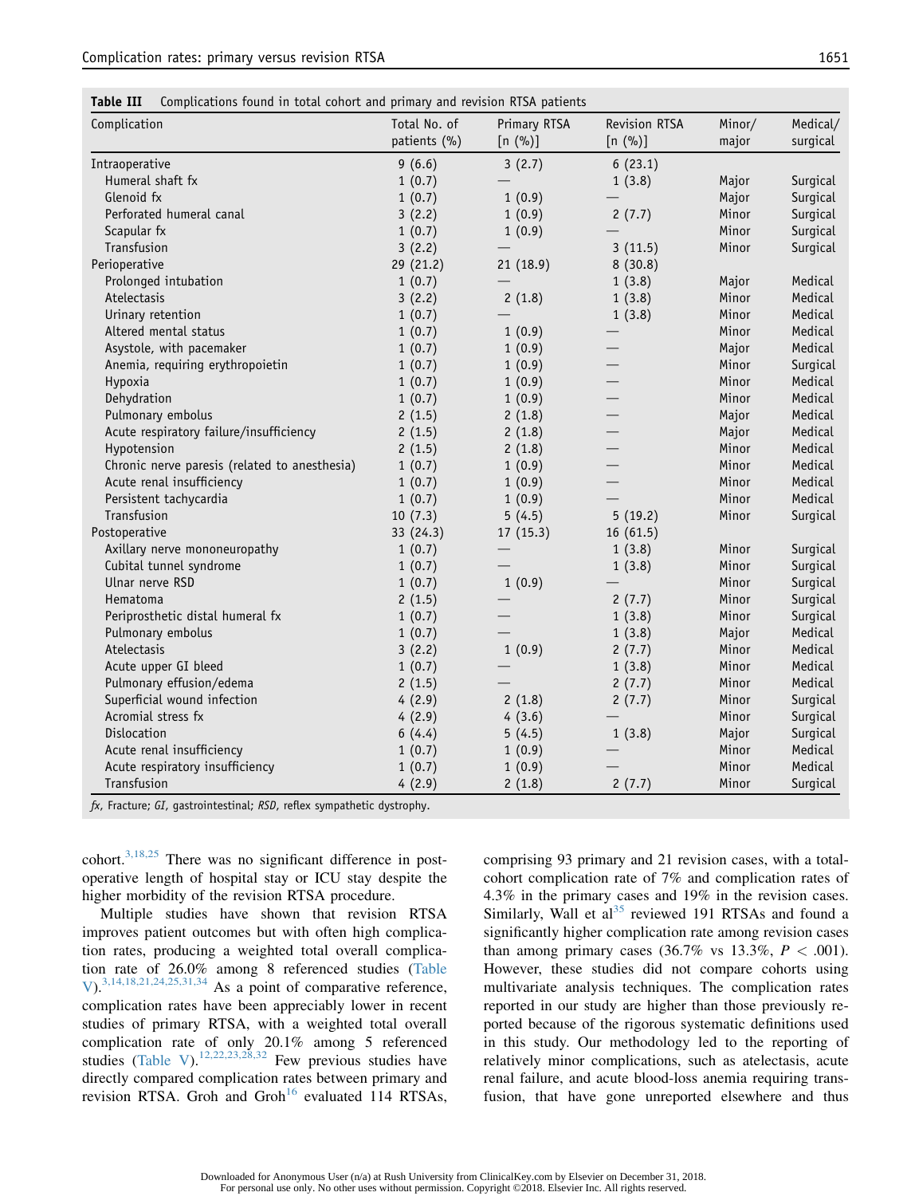**Table III** Complications found in total cohort and primary and revision RTSA patients

| Complication | Total No. of patients (%) | Primary RTSA [n (%)] | Revision RTSA [n (%)] | Minor/ major | Medical/ surgical |
|---|---|---|---|---|---|
| Intraoperative | 9 (6.6) | 3 (2.7) | 6 (23.1) | | |
| Humeral shaft fx | 1 (0.7) | — | 1 (3.8) | Major | Surgical |
| Glenoid fx | 1 (0.7) | 1 (0.9) | — | Major | Surgical |
| Perforated humeral canal | 3 (2.2) | 1 (0.9) | 2 (7.7) | Minor | Surgical |
| Scapular fx | 1 (0.7) | 1 (0.9) | — | Minor | Surgical |
| Transfusion | 3 (2.2) | — | 3 (11.5) | Minor | Surgical |
| Perioperative | 29 (21.2) | 21 (18.9) | 8 (30.8) | | |
| Prolonged intubation | 1 (0.7) | — | 1 (3.8) | Major | Medical |
| Atelectasis | 3 (2.2) | 2 (1.8) | 1 (3.8) | Minor | Medical |
| Urinary retention | 1 (0.7) | — | 1 (3.8) | Minor | Medical |
| Altered mental status | 1 (0.7) | 1 (0.9) | — | Minor | Medical |
| Asystole, with pacemaker | 1 (0.7) | 1 (0.9) | — | Major | Medical |
| Anemia, requiring erythropoietin | 1 (0.7) | 1 (0.9) | — | Minor | Surgical |
| Hypoxia | 1 (0.7) | 1 (0.9) | — | Minor | Medical |
| Dehydration | 1 (0.7) | 1 (0.9) | — | Minor | Medical |
| Pulmonary embolus | 2 (1.5) | 2 (1.8) | — | Major | Medical |
| Acute respiratory failure/insufficiency | 2 (1.5) | 2 (1.8) | — | Major | Medical |
| Hypotension | 2 (1.5) | 2 (1.8) | — | Minor | Medical |
| Chronic nerve paresis (related to anesthesia) | 1 (0.7) | 1 (0.9) | — | Minor | Medical |
| Acute renal insufficiency | 1 (0.7) | 1 (0.9) | — | Minor | Medical |
| Persistent tachycardia | 1 (0.7) | 1 (0.9) | — | Minor | Medical |
| Transfusion | 10 (7.3) | 5 (4.5) | 5 (19.2) | Minor | Surgical |
| Postoperative | 33 (24.3) | 17 (15.3) | 16 (61.5) | | |
| Axillary nerve mononeuropathy | 1 (0.7) | — | 1 (3.8) | Minor | Surgical |
| Cubital tunnel syndrome | 1 (0.7) | — | 1 (3.8) | Minor | Surgical |
| Ulnar nerve RSD | 1 (0.7) | 1 (0.9) | — | Minor | Surgical |
| Hematoma | 2 (1.5) | — | 2 (7.7) | Minor | Surgical |
| Periprosthetic distal humeral fx | 1 (0.7) | — | 1 (3.8) | Minor | Surgical |
| Pulmonary embolus | 1 (0.7) | — | 1 (3.8) | Major | Medical |
| Atelectasis | 3 (2.2) | 1 (0.9) | 2 (7.7) | Minor | Medical |
| Acute upper GI bleed | 1 (0.7) | — | 1 (3.8) | Minor | Medical |
| Pulmonary effusion/edema | 2 (1.5) | — | 2 (7.7) | Minor | Medical |
| Superficial wound infection | 4 (2.9) | 2 (1.8) | 2 (7.7) | Minor | Surgical |
| Acromial stress fx | 4 (2.9) | 4 (3.6) | — | Minor | Surgical |
| Dislocation | 6 (4.4) | 5 (4.5) | 1 (3.8) | Major | Surgical |
| Acute renal insufficiency | 1 (0.7) | 1 (0.9) | — | Minor | Medical |
| Acute respiratory insufficiency | 1 (0.7) | 1 (0.9) | — | Minor | Medical |
| Transfusion | 4 (2.9) | 2 (1.8) | 2 (7.7) | Minor | Surgical |

*fx*, Fracture; *GI*, gastrointestinal; *RSD*, reflex sympathetic dystrophy.

cohort.[3,18,25] There was no significant difference in postoperative length of hospital stay or ICU stay despite the higher morbidity of the revision RTSA procedure.

Multiple studies have shown that revision RTSA improves patient outcomes but with often high complication rates, producing a weighted total overall complication rate of 26.0% among 8 referenced studies (Table V).[3,14,18,21,24,25,31,34] As a point of comparative reference, complication rates have been appreciably lower in recent studies of primary RTSA, with a weighted total overall complication rate of only 20.1% among 5 referenced studies (Table V).[12,22,23,28,32] Few previous studies have directly compared complication rates between primary and revision RTSA. Groh and Groh[16] evaluated 114 RTSAs, comprising 93 primary and 21 revision cases, with a total-cohort complication rate of 7% and complication rates of 4.3% in the primary cases and 19% in the revision cases. Similarly, Wall et al[35] reviewed 191 RTSAs and found a significantly higher complication rate among revision cases than among primary cases (36.7% vs 13.3%, $P < .001$). However, these studies did not compare cohorts using multivariate analysis techniques. The complication rates reported in our study are higher than those previously reported because of the rigorous systematic definitions used in this study. Our methodology led to the reporting of relatively minor complications, such as atelectasis, acute renal failure, and acute blood-loss anemia requiring transfusion, that have gone unreported elsewhere and thus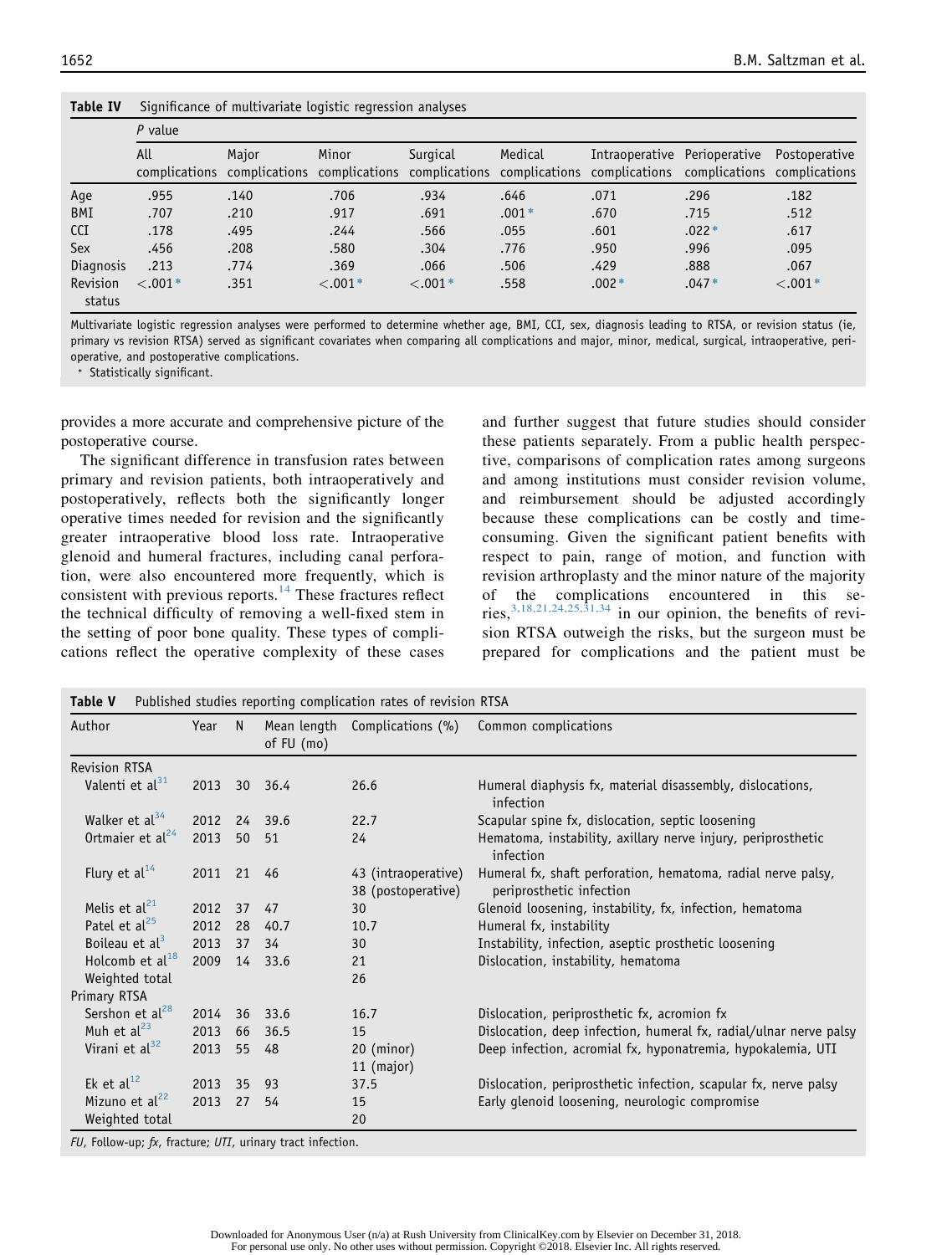**Table IV** Significance of multivariate logistic regression analyses

| | P value | | | | | | | |
|---|---|---|---|---|---|---|---|---|
| | All complications | Major complications | Minor complications | Surgical complications | Medical complications | Intraoperative complications | Perioperative complications | Postoperative complications |
| Age | .955 | .140 | .706 | .934 | .646 | .071 | .296 | .182 |
| BMI | .707 | .210 | .917 | .691 | .001* | .670 | .715 | .512 |
| CCI | .178 | .495 | .244 | .566 | .055 | .601 | .022* | .617 |
| Sex | .456 | .208 | .580 | .304 | .776 | .950 | .996 | .095 |
| Diagnosis | .213 | .774 | .369 | .066 | .506 | .429 | .888 | .067 |
| Revision status | <.001* | .351 | <.001* | <.001* | .558 | .002* | .047* | <.001* |

Multivariate logistic regression analyses were performed to determine whether age, BMI, CCI, sex, diagnosis leading to RTSA, or revision status (ie, primary vs revision RTSA) served as significant covariates when comparing all complications and major, minor, medical, surgical, intraoperative, perioperative, and postoperative complications.
* Statistically significant.

provides a more accurate and comprehensive picture of the postoperative course.

The significant difference in transfusion rates between primary and revision patients, both intraoperatively and postoperatively, reflects both the significantly longer operative times needed for revision and the significantly greater intraoperative blood loss rate. Intraoperative glenoid and humeral fractures, including canal perforation, were also encountered more frequently, which is consistent with previous reports.[14] These fractures reflect the technical difficulty of removing a well-fixed stem in the setting of poor bone quality. These types of complications reflect the operative complexity of these cases and further suggest that future studies should consider these patients separately. From a public health perspective, comparisons of complication rates among surgeons and among institutions must consider revision volume, and reimbursement should be adjusted accordingly because these complications can be costly and time-consuming. Given the significant patient benefits with respect to pain, range of motion, and function with revision arthroplasty and the minor nature of the majority of the complications encountered in this series,[3,18,21,24,25,31,34] in our opinion, the benefits of revision RTSA outweigh the risks, but the surgeon must be prepared for complications and the patient must be

**Table V** Published studies reporting complication rates of revision RTSA

| Author | Year | N | Mean length of FU (mo) | Complications (%) | Common complications |
|---|---|---|---|---|---|
| Revision RTSA | | | | | |
| Valenti et al[31] | 2013 | 30 | 36.4 | 26.6 | Humeral diaphysis fx, material disassembly, dislocations, infection |
| Walker et al[34] | 2012 | 24 | 39.6 | 22.7 | Scapular spine fx, dislocation, septic loosening |
| Ortmaier et al[24] | 2013 | 50 | 51 | 24 | Hematoma, instability, axillary nerve injury, periprosthetic infection |
| Flury et al[14] | 2011 | 21 | 46 | 43 (intraoperative) 38 (postoperative) | Humeral fx, shaft perforation, hematoma, radial nerve palsy, periprosthetic infection |
| Melis et al[21] | 2012 | 37 | 47 | 30 | Glenoid loosening, instability, fx, infection, hematoma |
| Patel et al[25] | 2012 | 28 | 40.7 | 10.7 | Humeral fx, instability |
| Boileau et al[3] | 2013 | 37 | 34 | 30 | Instability, infection, aseptic prosthetic loosening |
| Holcomb et al[18] | 2009 | 14 | 33.6 | 21 | Dislocation, instability, hematoma |
| Weighted total | | | | 26 | |
| Primary RTSA | | | | | |
| Sershon et al[28] | 2014 | 36 | 33.6 | 16.7 | Dislocation, periprosthetic fx, acromion fx |
| Muh et al[23] | 2013 | 66 | 36.5 | 15 | Dislocation, deep infection, humeral fx, radial/ulnar nerve palsy |
| Virani et al[32] | 2013 | 55 | 48 | 20 (minor) 11 (major) | Deep infection, acromial fx, hyponatremia, hypokalemia, UTI |
| Ek et al[12] | 2013 | 35 | 93 | 37.5 | Dislocation, periprosthetic infection, scapular fx, nerve palsy |
| Mizuno et al[22] | 2013 | 27 | 54 | 15 | Early glenoid loosening, neurologic compromise |
| Weighted total | | | | 20 | |

*FU*, Follow-up; *fx*, fracture; *UTI*, urinary tract infection.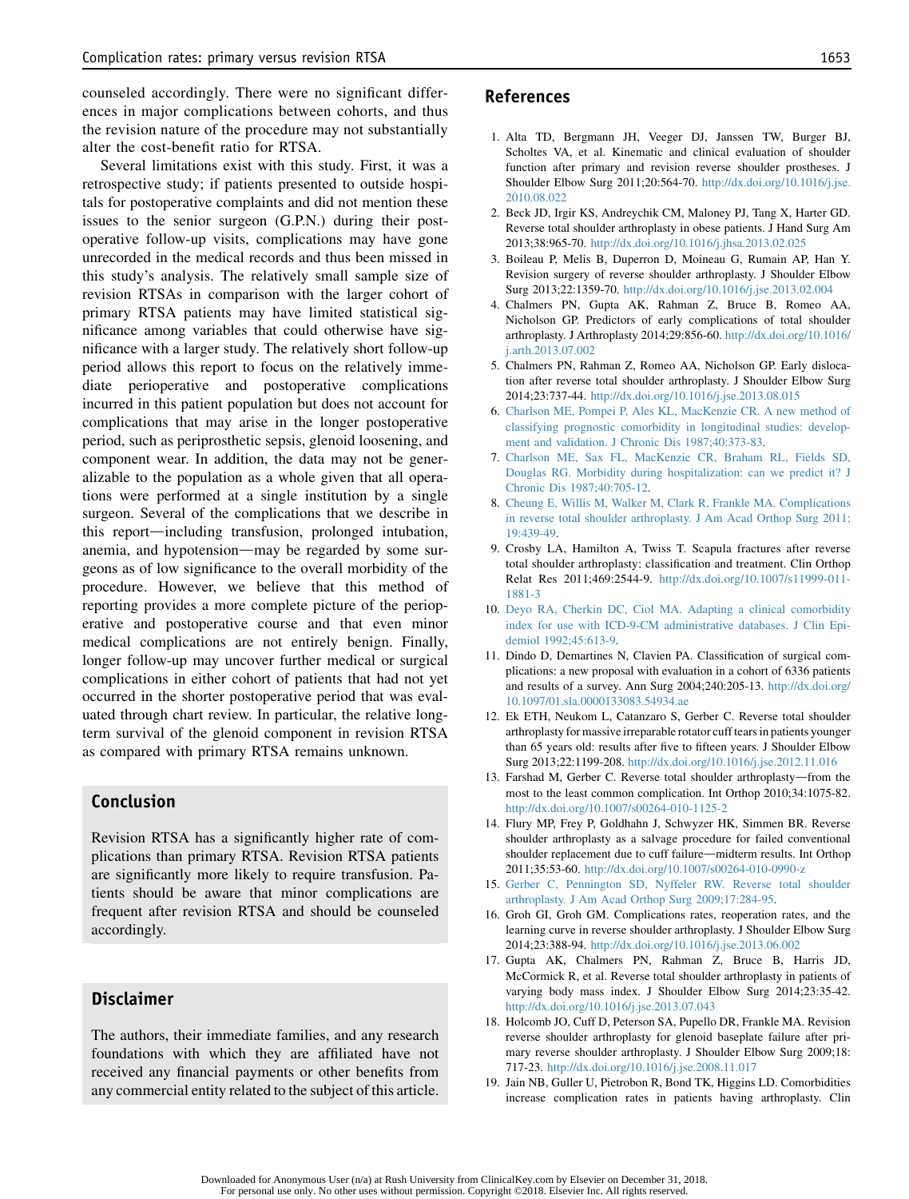counseled accordingly. There were no significant differences in major complications between cohorts, and thus the revision nature of the procedure may not substantially alter the cost-benefit ratio for RTSA.

Several limitations exist with this study. First, it was a retrospective study; if patients presented to outside hospitals for postoperative complaints and did not mention these issues to the senior surgeon (G.P.N.) during their postoperative follow-up visits, complications may have gone unrecorded in the medical records and thus been missed in this study's analysis. The relatively small sample size of revision RTSAs in comparison with the larger cohort of primary RTSA patients may have limited statistical significance among variables that could otherwise have significance with a larger study. The relatively short follow-up period allows this report to focus on the relatively immediate perioperative and postoperative complications incurred in this patient population but does not account for complications that may arise in the longer postoperative period, such as periprosthetic sepsis, glenoid loosening, and component wear. In addition, the data may not be generalizable to the population as a whole given that all operations were performed at a single institution by a single surgeon. Several of the complications that we describe in this report—including transfusion, prolonged intubation, anemia, and hypotension—may be regarded by some surgeons as of low significance to the overall morbidity of the procedure. However, we believe that this method of reporting provides a more complete picture of the perioperative and postoperative course and that even minor medical complications are not entirely benign. Finally, longer follow-up may uncover further medical or surgical complications in either cohort of patients that had not yet occurred in the shorter postoperative period that was evaluated through chart review. In particular, the relative long-term survival of the glenoid component in revision RTSA as compared with primary RTSA remains unknown.

## Conclusion

Revision RTSA has a significantly higher rate of complications than primary RTSA. Revision RTSA patients are significantly more likely to require transfusion. Patients should be aware that minor complications are frequent after revision RTSA and should be counseled accordingly.

## Disclaimer

The authors, their immediate families, and any research foundations with which they are affiliated have not received any financial payments or other benefits from any commercial entity related to the subject of this article.

## References

1. Alta TD, Bergmann JH, Veeger DJ, Janssen TW, Burger BJ, Scholtes VA, et al. Kinematic and clinical evaluation of shoulder function after primary and revision reverse shoulder prostheses. J Shoulder Elbow Surg 2011;20:564-70. http://dx.doi.org/10.1016/j.jse.2010.08.022
2. Beck JD, Irgir KS, Andreychik CM, Maloney PJ, Tang X, Harter GD. Reverse total shoulder arthroplasty in obese patients. J Hand Surg Am 2013;38:965-70. http://dx.doi.org/10.1016/j.jhsa.2013.02.025
3. Boileau P, Melis B, Duperron D, Moineau G, Rumain AP, Han Y. Revision surgery of reverse shoulder arthroplasty. J Shoulder Elbow Surg 2013;22:1359-70. http://dx.doi.org/10.1016/j.jse.2013.02.004
4. Chalmers PN, Gupta AK, Rahman Z, Bruce B, Romeo AA, Nicholson GP. Predictors of early complications of total shoulder arthroplasty. J Arthroplasty 2014;29:856-60. http://dx.doi.org/10.1016/j.arth.2013.07.002
5. Chalmers PN, Rahman Z, Romeo AA, Nicholson GP. Early dislocation after reverse total shoulder arthroplasty. J Shoulder Elbow Surg 2014;23:737-44. http://dx.doi.org/10.1016/j.jse.2013.08.015
6. Charlson ME, Pompei P, Ales KL, MacKenzie CR. A new method of classifying prognostic comorbidity in longitudinal studies: development and validation. J Chronic Dis 1987;40:373-83.
7. Charlson ME, Sax FL, MacKenzie CR, Braham RL, Fields SD, Douglas RG. Morbidity during hospitalization: can we predict it? J Chronic Dis 1987;40:705-12.
8. Cheung E, Willis M, Walker M, Clark R, Frankle MA. Complications in reverse total shoulder arthroplasty. J Am Acad Orthop Surg 2011; 19:439-49.
9. Crosby LA, Hamilton A, Twiss T. Scapula fractures after reverse total shoulder arthroplasty: classification and treatment. Clin Orthop Relat Res 2011;469:2544-9. http://dx.doi.org/10.1007/s11999-011-1881-3
10. Deyo RA, Cherkin DC, Ciol MA. Adapting a clinical comorbidity index for use with ICD-9-CM administrative databases. J Clin Epidemiol 1992;45:613-9.
11. Dindo D, Demartines N, Clavien PA. Classification of surgical complications: a new proposal with evaluation in a cohort of 6336 patients and results of a survey. Ann Surg 2004;240:205-13. http://dx.doi.org/10.1097/01.sla.0000133083.54934.ae
12. Ek ETH, Neukom L, Catanzaro S, Gerber C. Reverse total shoulder arthroplasty for massive irreparable rotator cuff tears in patients younger than 65 years old: results after five to fifteen years. J Shoulder Elbow Surg 2013;22:1199-208. http://dx.doi.org/10.1016/j.jse.2012.11.016
13. Farshad M, Gerber C. Reverse total shoulder arthroplasty—from the most to the least common complication. Int Orthop 2010;34:1075-82. http://dx.doi.org/10.1007/s00264-010-1125-2
14. Flury MP, Frey P, Goldhahn J, Schwyzer HK, Simmen BR. Reverse shoulder arthroplasty as a salvage procedure for failed conventional shoulder replacement due to cuff failure—midterm results. Int Orthop 2011;35:53-60. http://dx.doi.org/10.1007/s00264-010-0990-z
15. Gerber C, Pennington SD, Nyffeler RW. Reverse total shoulder arthroplasty. J Am Acad Orthop Surg 2009;17:284-95.
16. Groh GI, Groh GM. Complications rates, reoperation rates, and the learning curve in reverse shoulder arthroplasty. J Shoulder Elbow Surg 2014;23:388-94. http://dx.doi.org/10.1016/j.jse.2013.06.002
17. Gupta AK, Chalmers PN, Rahman Z, Bruce B, Harris JD, McCormick R, et al. Reverse total shoulder arthroplasty in patients of varying body mass index. J Shoulder Elbow Surg 2014;23:35-42. http://dx.doi.org/10.1016/j.jse.2013.07.043
18. Holcomb JO, Cuff D, Peterson SA, Pupello DR, Frankle MA. Revision reverse shoulder arthroplasty for glenoid baseplate failure after primary reverse shoulder arthroplasty. J Shoulder Elbow Surg 2009;18:717-23. http://dx.doi.org/10.1016/j.jse.2008.11.017
19. Jain NB, Guller U, Pietrobon R, Bond TK, Higgins LD. Comorbidities increase complication rates in patients having arthroplasty. Clin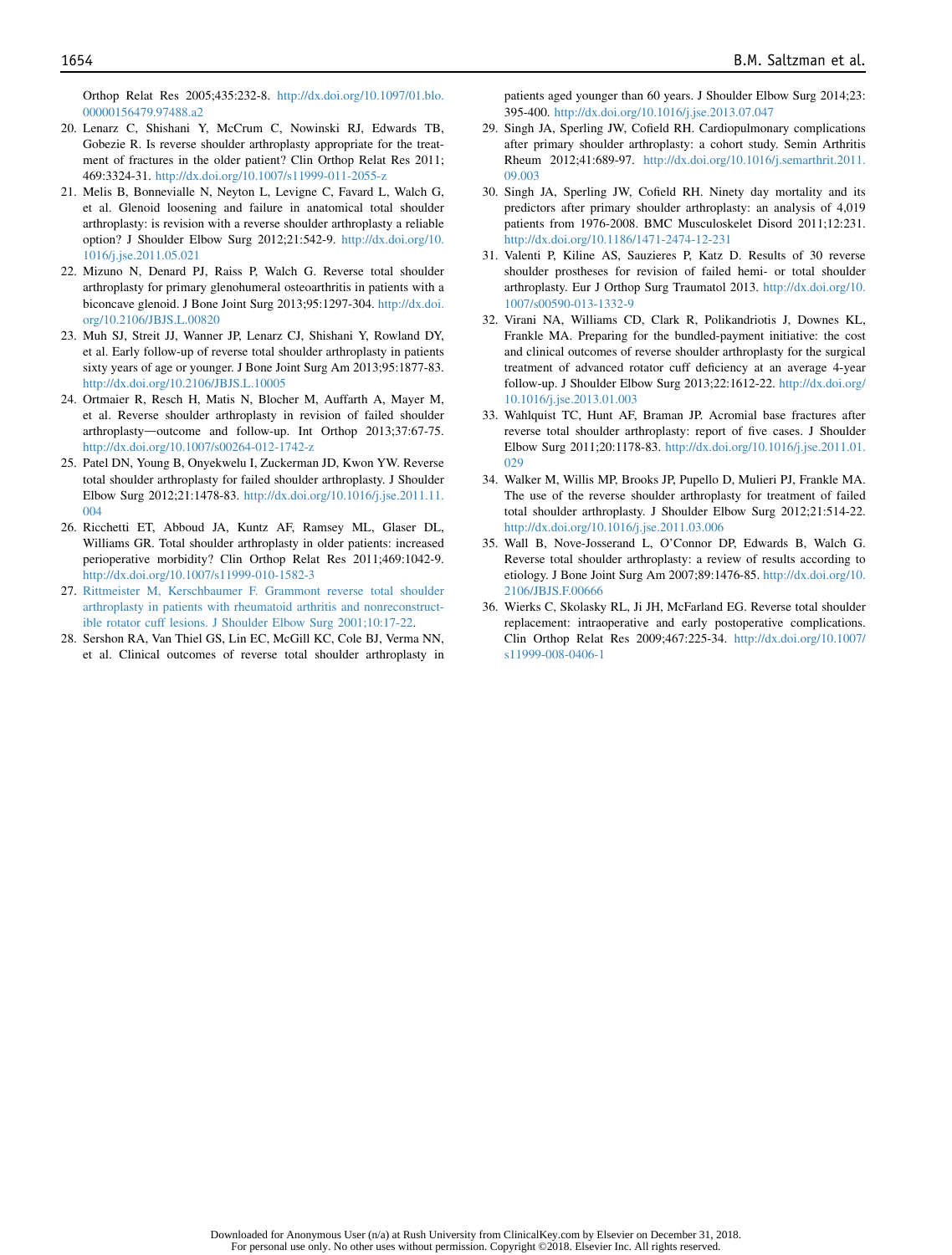Orthop Relat Res 2005;435:232-8. http://dx.doi.org/10.1097/01.blo.00000156479.97488.a2

20. Lenarz C, Shishani Y, McCrum C, Nowinski RJ, Edwards TB, Gobezie R. Is reverse shoulder arthroplasty appropriate for the treatment of fractures in the older patient? Clin Orthop Relat Res 2011; 469:3324-31. http://dx.doi.org/10.1007/s11999-011-2055-z
21. Melis B, Bonnevialle N, Neyton L, Levigne C, Favard L, Walch G, et al. Glenoid loosening and failure in anatomical total shoulder arthroplasty: is revision with a reverse shoulder arthroplasty a reliable option? J Shoulder Elbow Surg 2012;21:542-9. http://dx.doi.org/10.1016/j.jse.2011.05.021
22. Mizuno N, Denard PJ, Raiss P, Walch G. Reverse total shoulder arthroplasty for primary glenohumeral osteoarthritis in patients with a biconcave glenoid. J Bone Joint Surg 2013;95:1297-304. http://dx.doi.org/10.2106/JBJS.L.00820
23. Muh SJ, Streit JJ, Wanner JP, Lenarz CJ, Shishani Y, Rowland DY, et al. Early follow-up of reverse total shoulder arthroplasty in patients sixty years of age or younger. J Bone Joint Surg Am 2013;95:1877-83. http://dx.doi.org/10.2106/JBJS.L.10005
24. Ortmaier R, Resch H, Matis N, Blocher M, Auffarth A, Mayer M, et al. Reverse shoulder arthroplasty in revision of failed shoulder arthroplasty—outcome and follow-up. Int Orthop 2013;37:67-75. http://dx.doi.org/10.1007/s00264-012-1742-z
25. Patel DN, Young B, Onyekwelu I, Zuckerman JD, Kwon YW. Reverse total shoulder arthroplasty for failed shoulder arthroplasty. J Shoulder Elbow Surg 2012;21:1478-83. http://dx.doi.org/10.1016/j.jse.2011.11.004
26. Ricchetti ET, Abboud JA, Kuntz AF, Ramsey ML, Glaser DL, Williams GR. Total shoulder arthroplasty in older patients: increased perioperative morbidity? Clin Orthop Relat Res 2011;469:1042-9. http://dx.doi.org/10.1007/s11999-010-1582-3
27. Rittmeister M, Kerschbaumer F. Grammont reverse total shoulder arthroplasty in patients with rheumatoid arthritis and nonreconstructible rotator cuff lesions. J Shoulder Elbow Surg 2001;10:17-22.
28. Sershon RA, Van Thiel GS, Lin EC, McGill KC, Cole BJ, Verma NN, et al. Clinical outcomes of reverse total shoulder arthroplasty in patients aged younger than 60 years. J Shoulder Elbow Surg 2014;23:395-400. http://dx.doi.org/10.1016/j.jse.2013.07.047
29. Singh JA, Sperling JW, Cofield RH. Cardiopulmonary complications after primary shoulder arthroplasty: a cohort study. Semin Arthritis Rheum 2012;41:689-97. http://dx.doi.org/10.1016/j.semarthrit.2011.09.003
30. Singh JA, Sperling JW, Cofield RH. Ninety day mortality and its predictors after primary shoulder arthroplasty: an analysis of 4,019 patients from 1976-2008. BMC Musculoskelet Disord 2011;12:231. http://dx.doi.org/10.1186/1471-2474-12-231
31. Valenti P, Kiline AS, Sauzieres P, Katz D. Results of 30 reverse shoulder prostheses for revision of failed hemi- or total shoulder arthroplasty. Eur J Orthop Surg Traumatol 2013. http://dx.doi.org/10.1007/s00590-013-1332-9
32. Virani NA, Williams CD, Clark R, Polikandriotis J, Downes KL, Frankle MA. Preparing for the bundled-payment initiative: the cost and clinical outcomes of reverse shoulder arthroplasty for the surgical treatment of advanced rotator cuff deficiency at an average 4-year follow-up. J Shoulder Elbow Surg 2013;22:1612-22. http://dx.doi.org/10.1016/j.jse.2013.01.003
33. Wahlquist TC, Hunt AF, Braman JP. Acromial base fractures after reverse total shoulder arthroplasty: report of five cases. J Shoulder Elbow Surg 2011;20:1178-83. http://dx.doi.org/10.1016/j.jse.2011.01.029
34. Walker M, Willis MP, Brooks JP, Pupello D, Mulieri PJ, Frankle MA. The use of the reverse shoulder arthroplasty for treatment of failed total shoulder arthroplasty. J Shoulder Elbow Surg 2012;21:514-22. http://dx.doi.org/10.1016/j.jse.2011.03.006
35. Wall B, Nove-Josserand L, O'Connor DP, Edwards B, Walch G. Reverse total shoulder arthroplasty: a review of results according to etiology. J Bone Joint Surg Am 2007;89:1476-85. http://dx.doi.org/10.2106/JBJS.F.00666
36. Wierks C, Skolasky RL, Ji JH, McFarland EG. Reverse total shoulder replacement: intraoperative and early postoperative complications. Clin Orthop Relat Res 2009;467:225-34. http://dx.doi.org/10.1007/s11999-008-0406-1